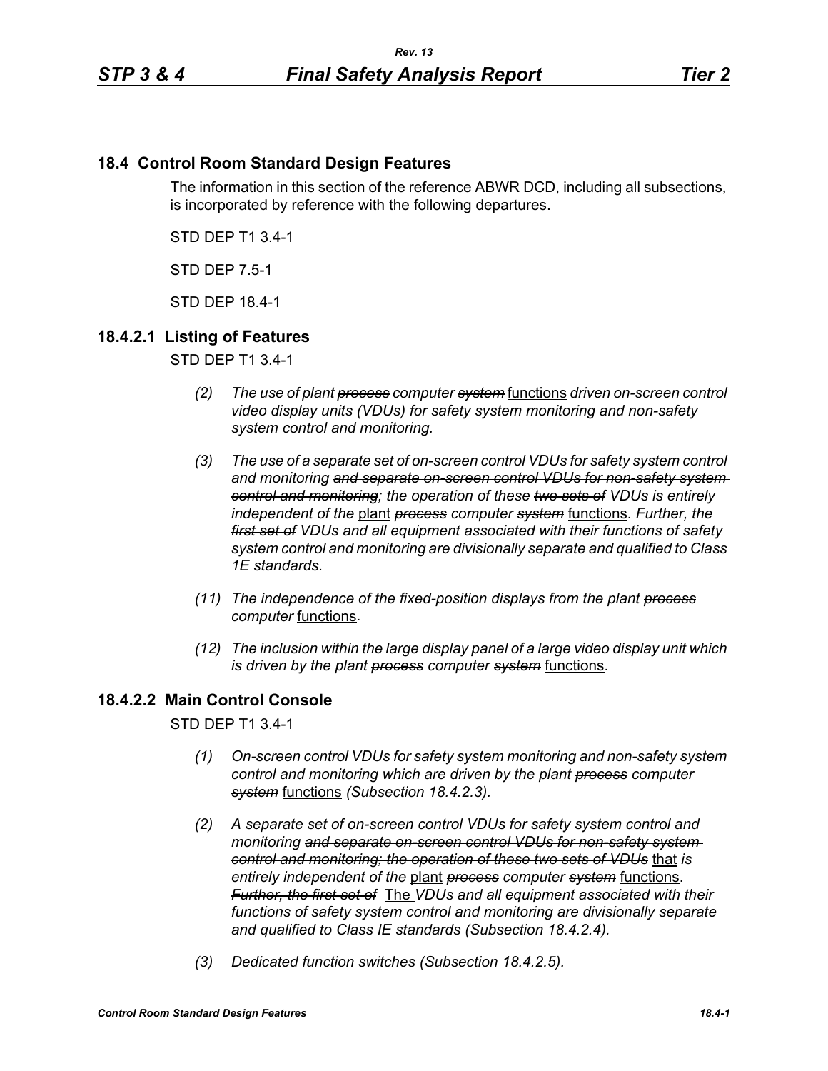## 18.4 Control Room Standard Design Features

The information in this section of the reference ABWR DCD, including all subsections, is incorporated by reference with the following departures.

STD DEP T1 3.4-1

STD DEP 7.5-1

STD DEP 18.4-1

### 18.4.2.1 Listing of Features

STD DEP T1 3.4-1

- *(2) The use of plant ~~process~~ computer ~~system~~* functions *driven on-screen control video display units (VDUs) for safety system monitoring and non-safety system control and monitoring.*
- *(3) The use of a separate set of on-screen control VDUs for safety system control and monitoring ~~and separate on-screen control VDUs for non-safety system control and monitoring~~; the operation of these ~~two sets of~~ VDUs is entirely independent of the* plant *~~process~~ computer ~~system~~* functions. *Further, the ~~first set of~~ VDUs and all equipment associated with their functions of safety system control and monitoring are divisionally separate and qualified to Class 1E standards.*
- *(11) The independence of the fixed-position displays from the plant ~~process~~ computer* functions.
- *(12) The inclusion within the large display panel of a large video display unit which is driven by the plant ~~process~~ computer ~~system~~* functions.

### 18.4.2.2 Main Control Console

STD DEP T1 3.4-1

- *(1) On-screen control VDUs for safety system monitoring and non-safety system control and monitoring which are driven by the plant ~~process~~ computer ~~system~~* functions *(Subsection 18.4.2.3).*
- *(2) A separate set of on-screen control VDUs for safety system control and monitoring ~~and separate on-screen control VDUs for non-safety system control and monitoring; the operation of these two sets of VDUs~~* that *is entirely independent of the* plant *~~process~~ computer ~~system~~* functions. *~~Further, the first set of~~* The *VDUs and all equipment associated with their functions of safety system control and monitoring are divisionally separate and qualified to Class IE standards (Subsection 18.4.2.4).*
- *(3) Dedicated function switches (Subsection 18.4.2.5).*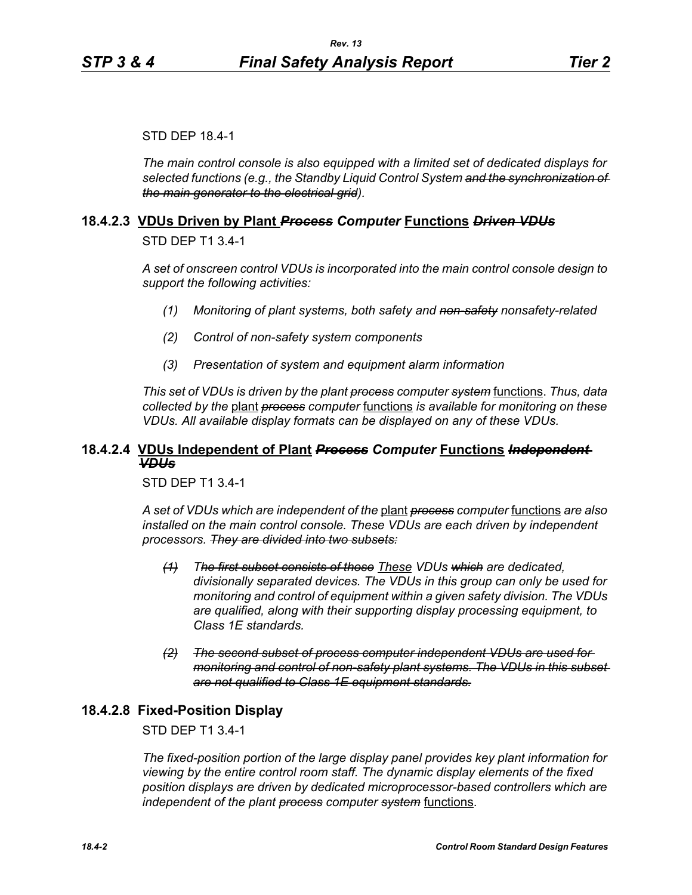STD DEP 18.4-1

*The main control console is also equipped with a limited set of dedicated displays for selected functions (e.g., the Standby Liquid Control System ~~and the synchronization of the main generator to the electrical grid~~).*

## 18.4.2.3 VDUs Driven by Plant ~~*Process*~~ *Computer* Functions ~~*Driven VDUs*~~

STD DEP T1 3.4-1

*A set of onscreen control VDUs is incorporated into the main control console design to support the following activities:*

*(1) Monitoring of plant systems, both safety and ~~non-safety~~ nonsafety-related*

*(2) Control of non-safety system components*

*(3) Presentation of system and equipment alarm information*

*This set of VDUs is driven by the plant ~~process~~ computer ~~system~~* functions. *Thus, data collected by the* plant *~~process~~ computer* functions *is available for monitoring on these VDUs. All available display formats can be displayed on any of these VDUs.*

## 18.4.2.4 VDUs Independent of Plant ~~*Process*~~ *Computer* Functions ~~*Independent VDUs*~~

STD DEP T1 3.4-1

*A set of VDUs which are independent of the* plant *~~process~~ computer* functions *are also installed on the main control console. These VDUs are each driven by independent processors. ~~They are divided into two subsets:~~*

*~~(1)~~ T~~he first subset consists of those~~* These *VDUs ~~which~~ are dedicated, divisionally separated devices. The VDUs in this group can only be used for monitoring and control of equipment within a given safety division. The VDUs are qualified, along with their supporting display processing equipment, to Class 1E standards.*

*~~(2) The second subset of process computer independent VDUs are used for monitoring and control of non-safety plant systems. The VDUs in this subset are not qualified to Class 1E equipment standards.~~*

## 18.4.2.8 Fixed-Position Display

STD DEP T1 3.4-1

*The fixed-position portion of the large display panel provides key plant information for viewing by the entire control room staff. The dynamic display elements of the fixed position displays are driven by dedicated microprocessor-based controllers which are independent of the plant ~~process~~ computer ~~system~~* functions.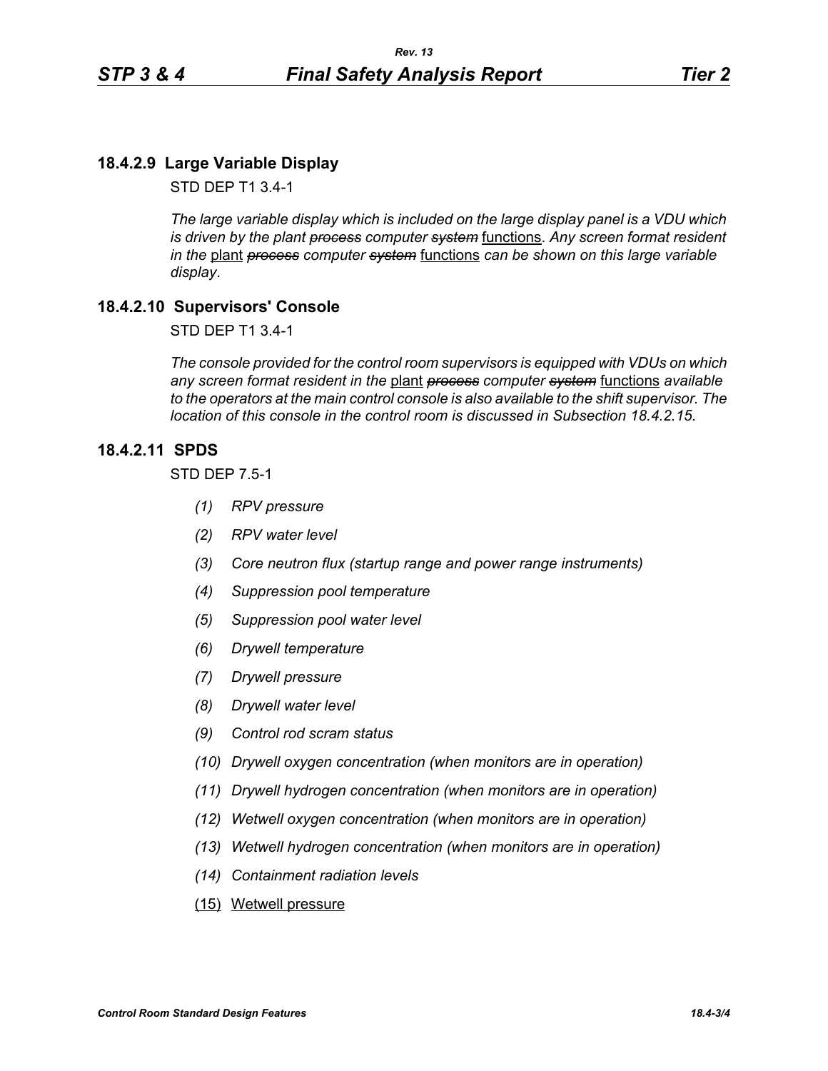## 18.4.2.9 Large Variable Display

STD DEP T1 3.4-1

*The large variable display which is included on the large display panel is a VDU which is driven by the plant ~~process~~ computer ~~system~~* <u>functions</u>. *Any screen format resident in the* <u>plant</u> *~~process~~ computer ~~system~~* <u>functions</u> *can be shown on this large variable display*.

## 18.4.2.10 Supervisors' Console

STD DEP T1 3.4-1

*The console provided for the control room supervisors is equipped with VDUs on which any screen format resident in the* <u>plant</u> *~~process~~ computer ~~system~~* <u>functions</u> *available to the operators at the main control console is also available to the shift supervisor. The location of this console in the control room is discussed in Subsection 18.4.2.15.*

## 18.4.2.11 SPDS

STD DEP 7.5-1

*(1) RPV pressure*

*(2) RPV water level*

*(3) Core neutron flux (startup range and power range instruments)*

*(4) Suppression pool temperature*

*(5) Suppression pool water level*

*(6) Drywell temperature*

*(7) Drywell pressure*

*(8) Drywell water level*

*(9) Control rod scram status*

*(10) Drywell oxygen concentration (when monitors are in operation)*

*(11) Drywell hydrogen concentration (when monitors are in operation)*

*(12) Wetwell oxygen concentration (when monitors are in operation)*

*(13) Wetwell hydrogen concentration (when monitors are in operation)*

*(14) Containment radiation levels*

<u>(15) Wetwell pressure</u>